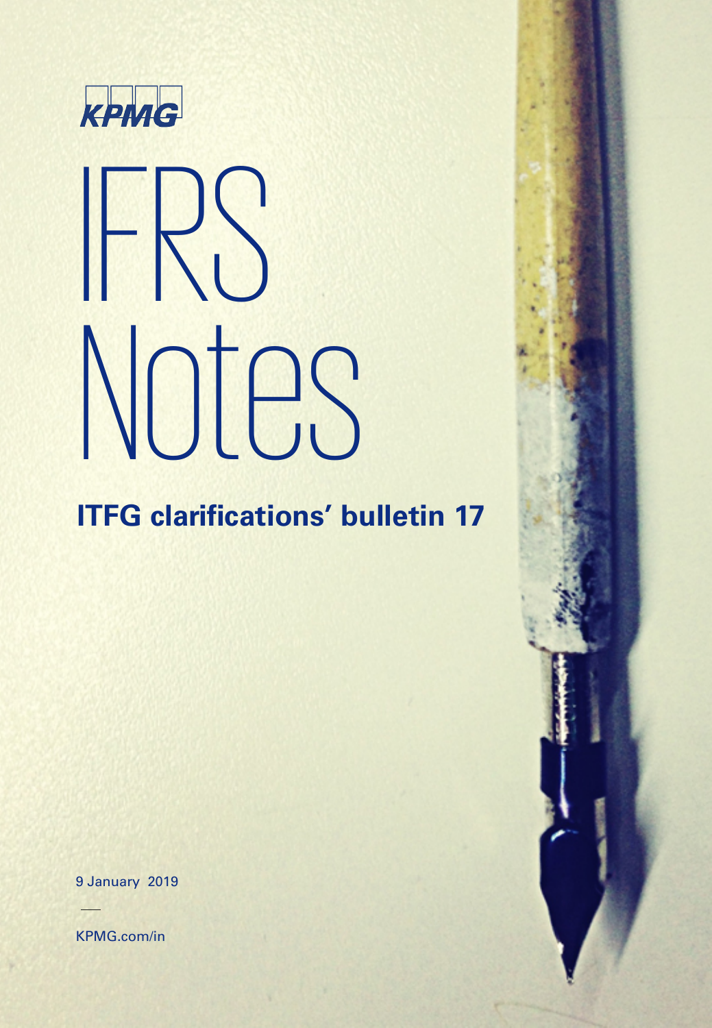KPMG

# IFRS Notes

## ITFG clarifications' bulletin 17

9 January 2019

KPMG.com/in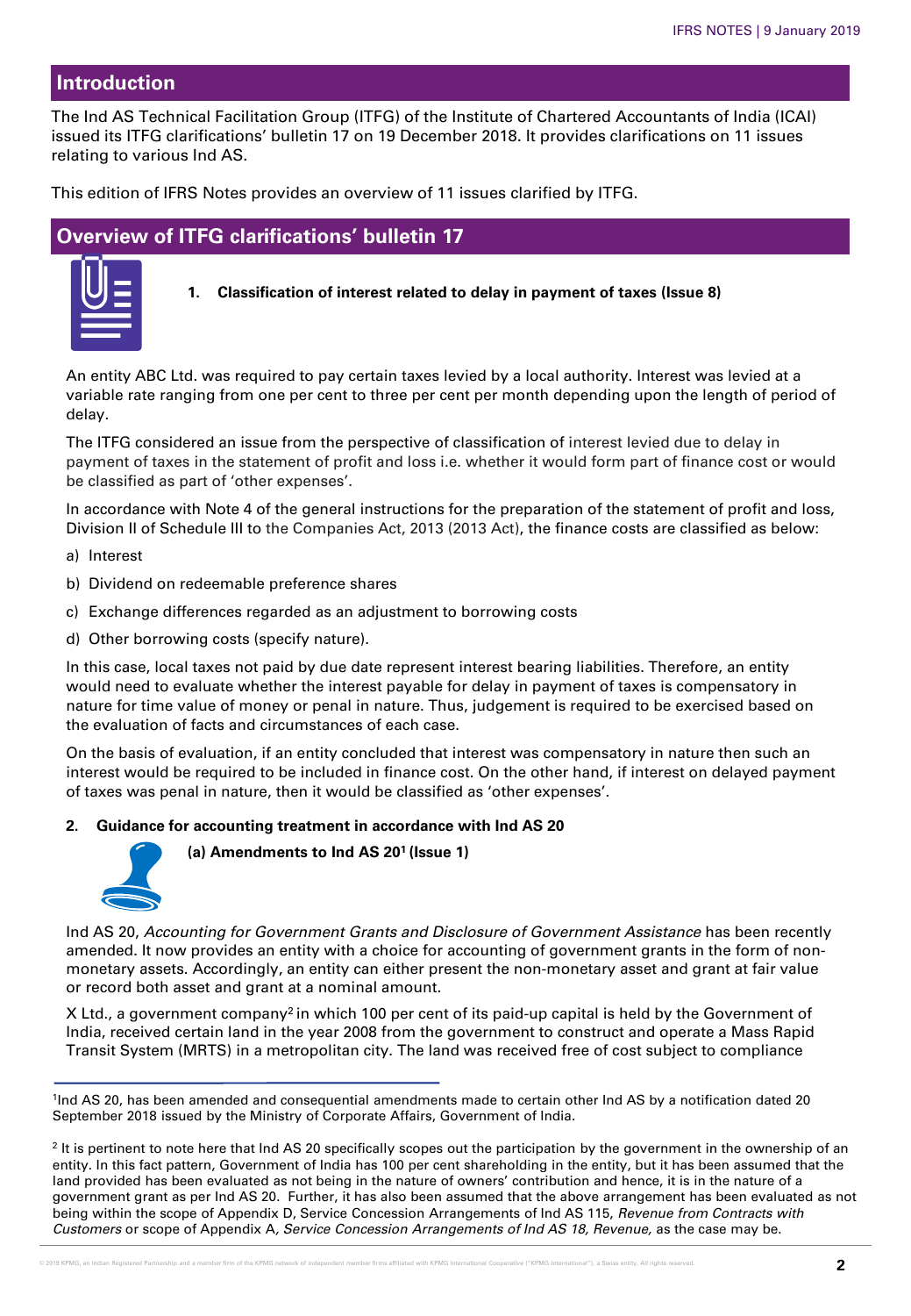## Introduction

The Ind AS Technical Facilitation Group (ITFG) of the Institute of Chartered Accountants of India (ICAI) issued its ITFG clarifications' bulletin 17 on 19 December 2018. It provides clarifications on 11 issues relating to various Ind AS.

This edition of IFRS Notes provides an overview of 11 issues clarified by ITFG.

## Overview of ITFG clarifications' bulletin 17

### 1. Classification of interest related to delay in payment of taxes (Issue 8)

An entity ABC Ltd. was required to pay certain taxes levied by a local authority. Interest was levied at a variable rate ranging from one per cent to three per cent per month depending upon the length of period of delay.

The ITFG considered an issue from the perspective of classification of interest levied due to delay in payment of taxes in the statement of profit and loss i.e. whether it would form part of finance cost or would be classified as part of 'other expenses'.

In accordance with Note 4 of the general instructions for the preparation of the statement of profit and loss, Division II of Schedule III to the Companies Act, 2013 (2013 Act), the finance costs are classified as below:

a) Interest

b) Dividend on redeemable preference shares

c) Exchange differences regarded as an adjustment to borrowing costs

d) Other borrowing costs (specify nature).

In this case, local taxes not paid by due date represent interest bearing liabilities. Therefore, an entity would need to evaluate whether the interest payable for delay in payment of taxes is compensatory in nature for time value of money or penal in nature. Thus, judgement is required to be exercised based on the evaluation of facts and circumstances of each case.

On the basis of evaluation, if an entity concluded that interest was compensatory in nature then such an interest would be required to be included in finance cost. On the other hand, if interest on delayed payment of taxes was penal in nature, then it would be classified as 'other expenses'.

### 2. Guidance for accounting treatment in accordance with Ind AS 20

**(a) Amendments to Ind AS 20[1] (Issue 1)**

Ind AS 20, *Accounting for Government Grants and Disclosure of Government Assistance* has been recently amended. It now provides an entity with a choice for accounting of government grants in the form of non-monetary assets. Accordingly, an entity can either present the non-monetary asset and grant at fair value or record both asset and grant at a nominal amount.

X Ltd., a government company[2] in which 100 per cent of its paid-up capital is held by the Government of India, received certain land in the year 2008 from the government to construct and operate a Mass Rapid Transit System (MRTS) in a metropolitan city. The land was received free of cost subject to compliance

---

[1]Ind AS 20, has been amended and consequential amendments made to certain other Ind AS by a notification dated 20 September 2018 issued by the Ministry of Corporate Affairs, Government of India.

[2] It is pertinent to note here that Ind AS 20 specifically scopes out the participation by the government in the ownership of an entity. In this fact pattern, Government of India has 100 per cent shareholding in the entity, but it has been assumed that the land provided has been evaluated as not being in the nature of owners' contribution and hence, it is in the nature of a government grant as per Ind AS 20. Further, it has also been assumed that the above arrangement has been evaluated as not being within the scope of Appendix D, Service Concession Arrangements of Ind AS 115, *Revenue from Contracts with Customers* or scope of Appendix A*, Service Concession Arrangements of Ind AS 18, Revenue,* as the case may be.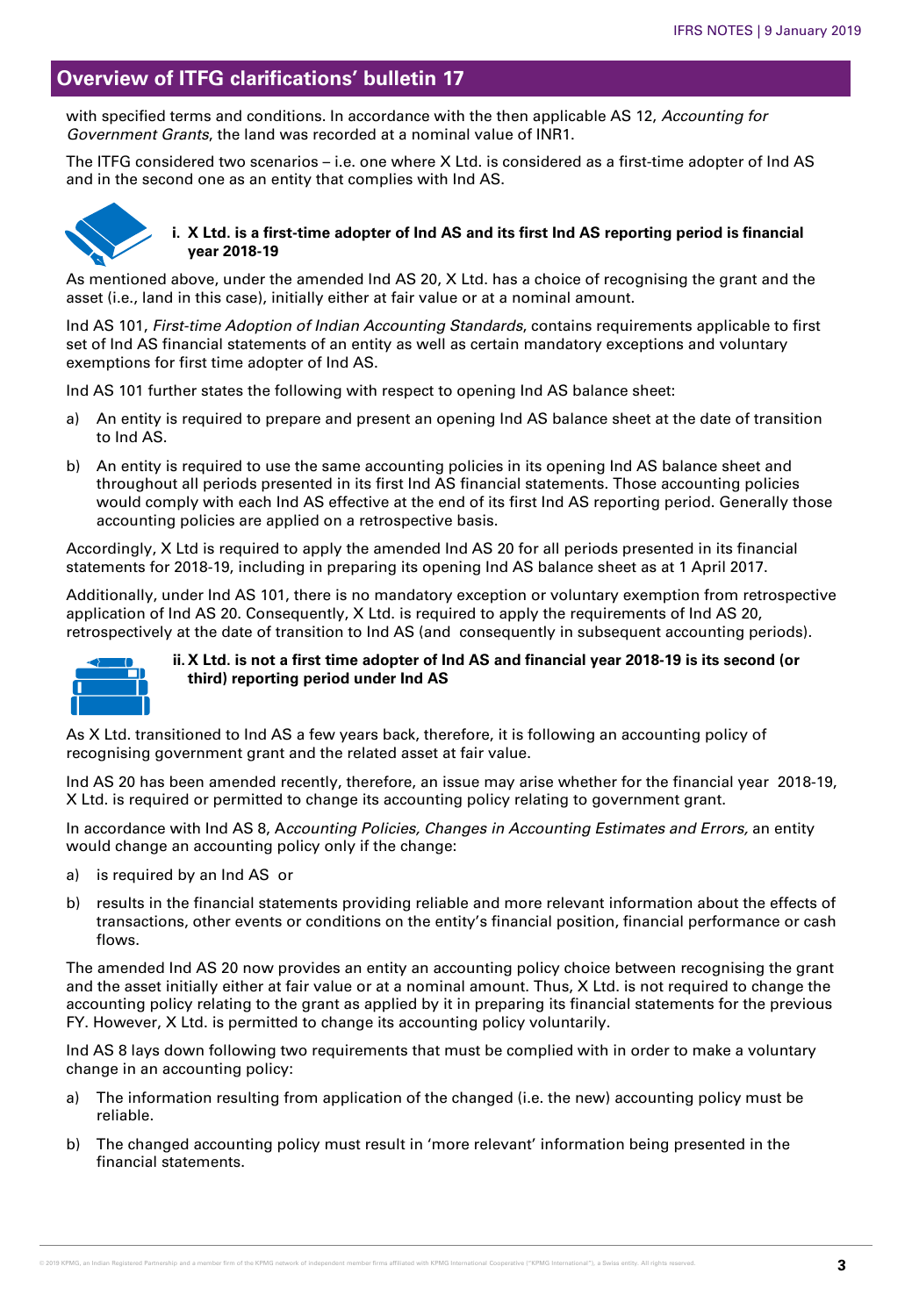## Overview of ITFG clarifications' bulletin 17

with specified terms and conditions. In accordance with the then applicable AS 12, *Accounting for Government Grants*, the land was recorded at a nominal value of INR1.

The ITFG considered two scenarios – i.e. one where X Ltd. is considered as a first-time adopter of Ind AS and in the second one as an entity that complies with Ind AS.

**i. X Ltd. is a first-time adopter of Ind AS and its first Ind AS reporting period is financial year 2018-19**

As mentioned above, under the amended Ind AS 20, X Ltd. has a choice of recognising the grant and the asset (i.e., land in this case), initially either at fair value or at a nominal amount.

Ind AS 101, *First-time Adoption of Indian Accounting Standards*, contains requirements applicable to first set of Ind AS financial statements of an entity as well as certain mandatory exceptions and voluntary exemptions for first time adopter of Ind AS.

Ind AS 101 further states the following with respect to opening Ind AS balance sheet:

a) An entity is required to prepare and present an opening Ind AS balance sheet at the date of transition to Ind AS.

b) An entity is required to use the same accounting policies in its opening Ind AS balance sheet and throughout all periods presented in its first Ind AS financial statements. Those accounting policies would comply with each Ind AS effective at the end of its first Ind AS reporting period. Generally those accounting policies are applied on a retrospective basis.

Accordingly, X Ltd is required to apply the amended Ind AS 20 for all periods presented in its financial statements for 2018-19, including in preparing its opening Ind AS balance sheet as at 1 April 2017.

Additionally, under Ind AS 101, there is no mandatory exception or voluntary exemption from retrospective application of Ind AS 20. Consequently, X Ltd. is required to apply the requirements of Ind AS 20, retrospectively at the date of transition to Ind AS (and consequently in subsequent accounting periods).

**ii. X Ltd. is not a first time adopter of Ind AS and financial year 2018-19 is its second (or third) reporting period under Ind AS**

As X Ltd. transitioned to Ind AS a few years back, therefore, it is following an accounting policy of recognising government grant and the related asset at fair value.

Ind AS 20 has been amended recently, therefore, an issue may arise whether for the financial year 2018-19, X Ltd. is required or permitted to change its accounting policy relating to government grant.

In accordance with Ind AS 8, A*ccounting Policies, Changes in Accounting Estimates and Errors,* an entity would change an accounting policy only if the change:

a) is required by an Ind AS or

b) results in the financial statements providing reliable and more relevant information about the effects of transactions, other events or conditions on the entity's financial position, financial performance or cash flows.

The amended Ind AS 20 now provides an entity an accounting policy choice between recognising the grant and the asset initially either at fair value or at a nominal amount. Thus, X Ltd. is not required to change the accounting policy relating to the grant as applied by it in preparing its financial statements for the previous FY. However, X Ltd. is permitted to change its accounting policy voluntarily.

Ind AS 8 lays down following two requirements that must be complied with in order to make a voluntary change in an accounting policy:

a) The information resulting from application of the changed (i.e. the new) accounting policy must be reliable.

b) The changed accounting policy must result in 'more relevant' information being presented in the financial statements.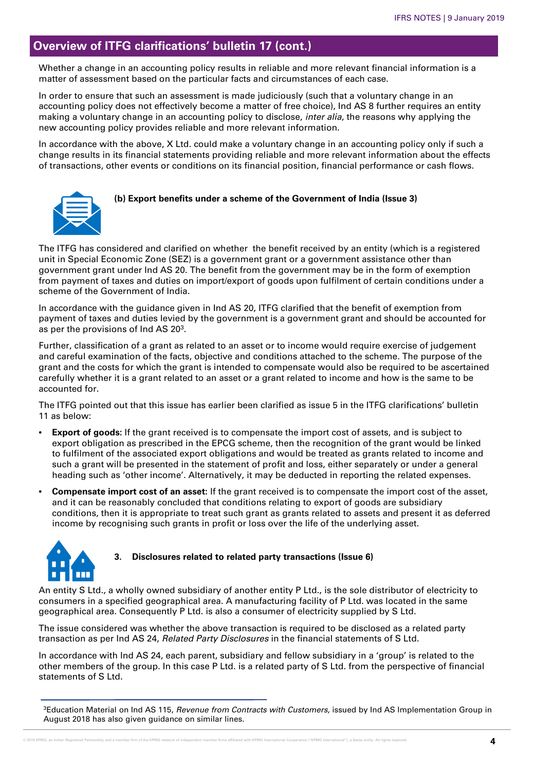## Overview of ITFG clarifications' bulletin 17 (cont.)

Whether a change in an accounting policy results in reliable and more relevant financial information is a matter of assessment based on the particular facts and circumstances of each case.

In order to ensure that such an assessment is made judiciously (such that a voluntary change in an accounting policy does not effectively become a matter of free choice), Ind AS 8 further requires an entity making a voluntary change in an accounting policy to disclose, *inter alia*, the reasons why applying the new accounting policy provides reliable and more relevant information.

In accordance with the above, X Ltd. could make a voluntary change in an accounting policy only if such a change results in its financial statements providing reliable and more relevant information about the effects of transactions, other events or conditions on its financial position, financial performance or cash flows.

### (b) Export benefits under a scheme of the Government of India (Issue 3)

The ITFG has considered and clarified on whether the benefit received by an entity (which is a registered unit in Special Economic Zone (SEZ) is a government grant or a government assistance other than government grant under Ind AS 20. The benefit from the government may be in the form of exemption from payment of taxes and duties on import/export of goods upon fulfilment of certain conditions under a scheme of the Government of India.

In accordance with the guidance given in Ind AS 20, ITFG clarified that the benefit of exemption from payment of taxes and duties levied by the government is a government grant and should be accounted for as per the provisions of Ind AS 20[3].

Further, classification of a grant as related to an asset or to income would require exercise of judgement and careful examination of the facts, objective and conditions attached to the scheme. The purpose of the grant and the costs for which the grant is intended to compensate would also be required to be ascertained carefully whether it is a grant related to an asset or a grant related to income and how is the same to be accounted for.

The ITFG pointed out that this issue has earlier been clarified as issue 5 in the ITFG clarifications' bulletin 11 as below:

- **Export of goods:** If the grant received is to compensate the import cost of assets, and is subject to export obligation as prescribed in the EPCG scheme, then the recognition of the grant would be linked to fulfilment of the associated export obligations and would be treated as grants related to income and such a grant will be presented in the statement of profit and loss, either separately or under a general heading such as 'other income'. Alternatively, it may be deducted in reporting the related expenses.
- **Compensate import cost of an asset:** If the grant received is to compensate the import cost of the asset, and it can be reasonably concluded that conditions relating to export of goods are subsidiary conditions, then it is appropriate to treat such grant as grants related to assets and present it as deferred income by recognising such grants in profit or loss over the life of the underlying asset.

### 3. Disclosures related to related party transactions (Issue 6)

An entity S Ltd., a wholly owned subsidiary of another entity P Ltd., is the sole distributor of electricity to consumers in a specified geographical area. A manufacturing facility of P Ltd. was located in the same geographical area. Consequently P Ltd. is also a consumer of electricity supplied by S Ltd.

The issue considered was whether the above transaction is required to be disclosed as a related party transaction as per Ind AS 24, *Related Party Disclosures* in the financial statements of S Ltd.

In accordance with Ind AS 24, each parent, subsidiary and fellow subsidiary in a 'group' is related to the other members of the group. In this case P Ltd. is a related party of S Ltd. from the perspective of financial statements of S Ltd.

---

[3] Education Material on Ind AS 115, *Revenue from Contracts with Customers,* issued by Ind AS Implementation Group in August 2018 has also given guidance on similar lines.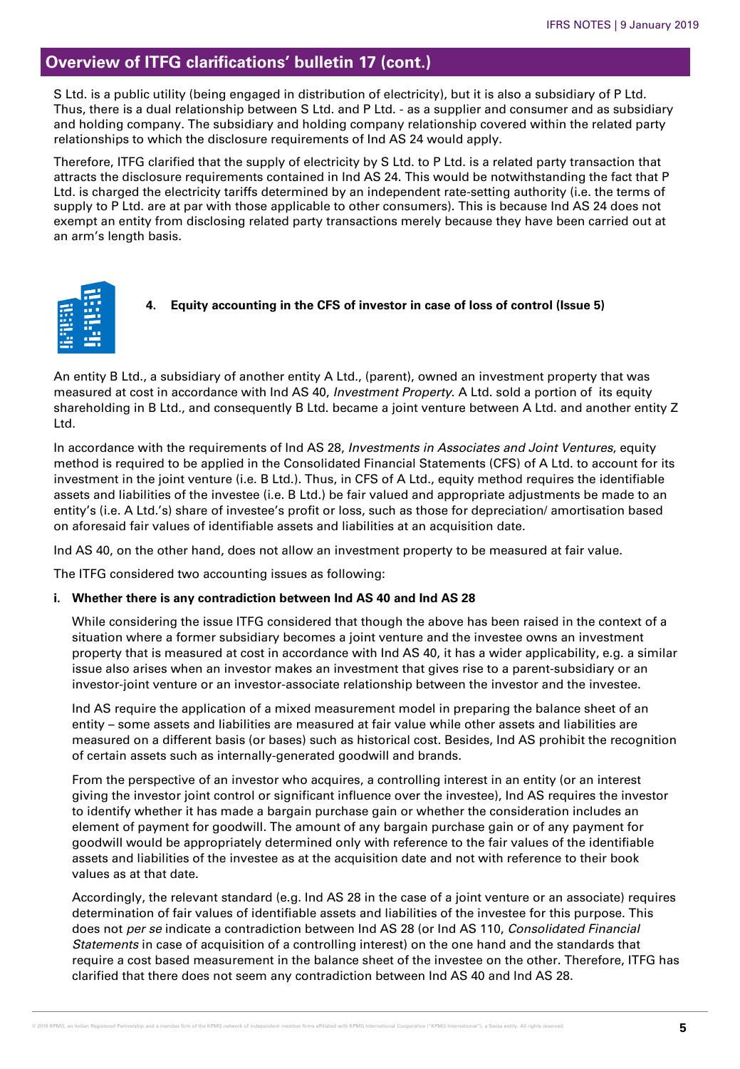## Overview of ITFG clarifications' bulletin 17 (cont.)

S Ltd. is a public utility (being engaged in distribution of electricity), but it is also a subsidiary of P Ltd. Thus, there is a dual relationship between S Ltd. and P Ltd. - as a supplier and consumer and as subsidiary and holding company. The subsidiary and holding company relationship covered within the related party relationships to which the disclosure requirements of Ind AS 24 would apply.

Therefore, ITFG clarified that the supply of electricity by S Ltd. to P Ltd. is a related party transaction that attracts the disclosure requirements contained in Ind AS 24. This would be notwithstanding the fact that P Ltd. is charged the electricity tariffs determined by an independent rate-setting authority (i.e. the terms of supply to P Ltd. are at par with those applicable to other consumers). This is because Ind AS 24 does not exempt an entity from disclosing related party transactions merely because they have been carried out at an arm's length basis.

### 4. Equity accounting in the CFS of investor in case of loss of control (Issue 5)

An entity B Ltd., a subsidiary of another entity A Ltd., (parent), owned an investment property that was measured at cost in accordance with Ind AS 40, *Investment Property*. A Ltd. sold a portion of its equity shareholding in B Ltd., and consequently B Ltd. became a joint venture between A Ltd. and another entity Z Ltd.

In accordance with the requirements of Ind AS 28, *Investments in Associates and Joint Ventures*, equity method is required to be applied in the Consolidated Financial Statements (CFS) of A Ltd. to account for its investment in the joint venture (i.e. B Ltd.). Thus, in CFS of A Ltd., equity method requires the identifiable assets and liabilities of the investee (i.e. B Ltd.) be fair valued and appropriate adjustments be made to an entity's (i.e. A Ltd.'s) share of investee's profit or loss, such as those for depreciation/ amortisation based on aforesaid fair values of identifiable assets and liabilities at an acquisition date.

Ind AS 40, on the other hand, does not allow an investment property to be measured at fair value.

The ITFG considered two accounting issues as following:

**i. Whether there is any contradiction between Ind AS 40 and Ind AS 28**

While considering the issue ITFG considered that though the above has been raised in the context of a situation where a former subsidiary becomes a joint venture and the investee owns an investment property that is measured at cost in accordance with Ind AS 40, it has a wider applicability, e.g. a similar issue also arises when an investor makes an investment that gives rise to a parent-subsidiary or an investor-joint venture or an investor-associate relationship between the investor and the investee.

Ind AS require the application of a mixed measurement model in preparing the balance sheet of an entity – some assets and liabilities are measured at fair value while other assets and liabilities are measured on a different basis (or bases) such as historical cost. Besides, Ind AS prohibit the recognition of certain assets such as internally-generated goodwill and brands.

From the perspective of an investor who acquires, a controlling interest in an entity (or an interest giving the investor joint control or significant influence over the investee), Ind AS requires the investor to identify whether it has made a bargain purchase gain or whether the consideration includes an element of payment for goodwill. The amount of any bargain purchase gain or of any payment for goodwill would be appropriately determined only with reference to the fair values of the identifiable assets and liabilities of the investee as at the acquisition date and not with reference to their book values as at that date.

Accordingly, the relevant standard (e.g. Ind AS 28 in the case of a joint venture or an associate) requires determination of fair values of identifiable assets and liabilities of the investee for this purpose. This does not *per se* indicate a contradiction between Ind AS 28 (or Ind AS 110, *Consolidated Financial Statements* in case of acquisition of a controlling interest) on the one hand and the standards that require a cost based measurement in the balance sheet of the investee on the other. Therefore, ITFG has clarified that there does not seem any contradiction between Ind AS 40 and Ind AS 28.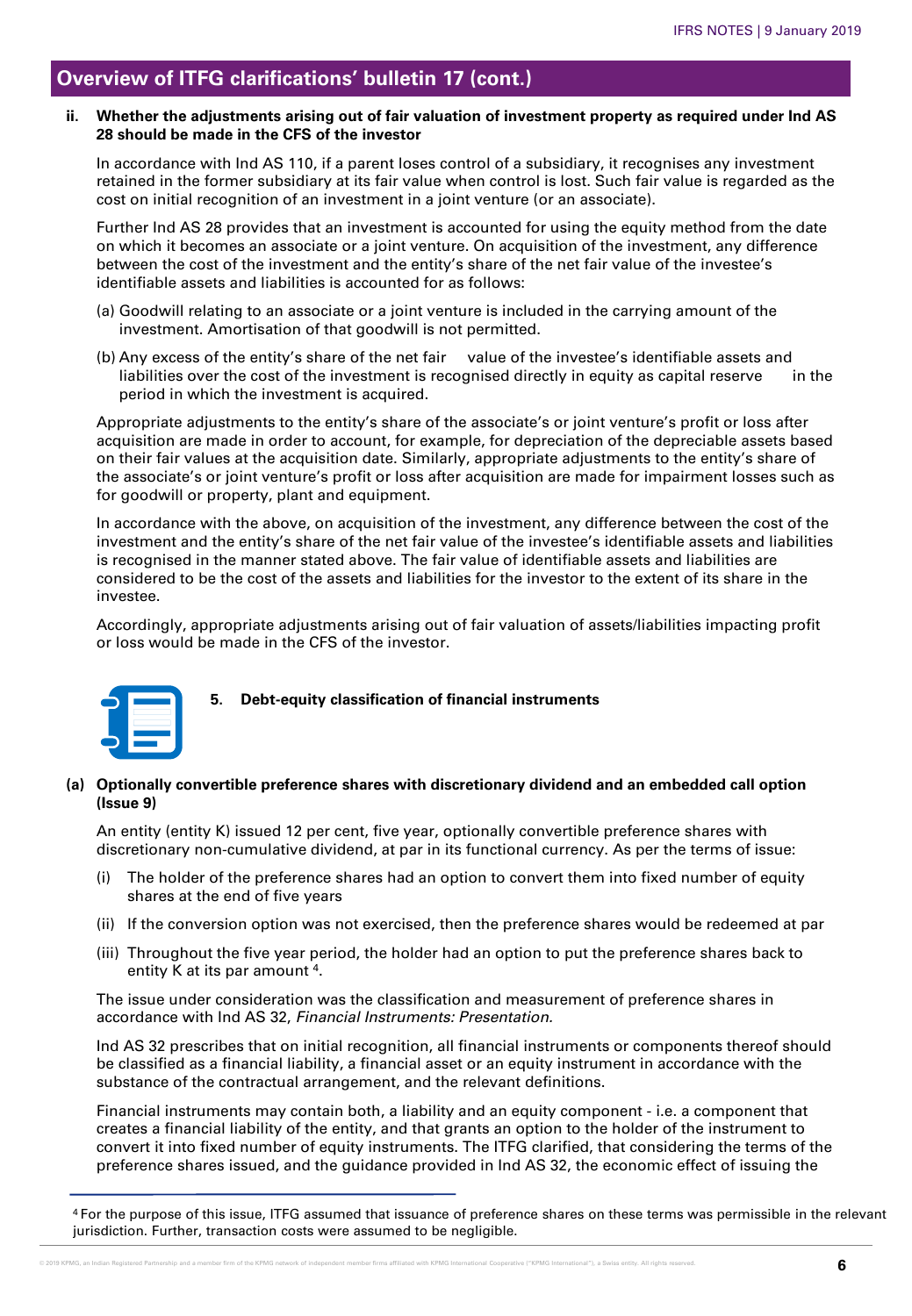## Overview of ITFG clarifications' bulletin 17 (cont.)

**ii. Whether the adjustments arising out of fair valuation of investment property as required under Ind AS 28 should be made in the CFS of the investor**

In accordance with Ind AS 110, if a parent loses control of a subsidiary, it recognises any investment retained in the former subsidiary at its fair value when control is lost. Such fair value is regarded as the cost on initial recognition of an investment in a joint venture (or an associate).

Further Ind AS 28 provides that an investment is accounted for using the equity method from the date on which it becomes an associate or a joint venture. On acquisition of the investment, any difference between the cost of the investment and the entity's share of the net fair value of the investee's identifiable assets and liabilities is accounted for as follows:

(a) Goodwill relating to an associate or a joint venture is included in the carrying amount of the investment. Amortisation of that goodwill is not permitted.

(b) Any excess of the entity's share of the net fair value of the investee's identifiable assets and liabilities over the cost of the investment is recognised directly in equity as capital reserve in the period in which the investment is acquired.

Appropriate adjustments to the entity's share of the associate's or joint venture's profit or loss after acquisition are made in order to account, for example, for depreciation of the depreciable assets based on their fair values at the acquisition date. Similarly, appropriate adjustments to the entity's share of the associate's or joint venture's profit or loss after acquisition are made for impairment losses such as for goodwill or property, plant and equipment.

In accordance with the above, on acquisition of the investment, any difference between the cost of the investment and the entity's share of the net fair value of the investee's identifiable assets and liabilities is recognised in the manner stated above. The fair value of identifiable assets and liabilities are considered to be the cost of the assets and liabilities for the investor to the extent of its share in the investee.

Accordingly, appropriate adjustments arising out of fair valuation of assets/liabilities impacting profit or loss would be made in the CFS of the investor.

### 5. Debt-equity classification of financial instruments

**(a) Optionally convertible preference shares with discretionary dividend and an embedded call option (Issue 9)**

An entity (entity K) issued 12 per cent, five year, optionally convertible preference shares with discretionary non-cumulative dividend, at par in its functional currency. As per the terms of issue:

(i) The holder of the preference shares had an option to convert them into fixed number of equity shares at the end of five years

(ii) If the conversion option was not exercised, then the preference shares would be redeemed at par

(iii) Throughout the five year period, the holder had an option to put the preference shares back to entity K at its par amount [4].

The issue under consideration was the classification and measurement of preference shares in accordance with Ind AS 32, *Financial Instruments: Presentation*.

Ind AS 32 prescribes that on initial recognition, all financial instruments or components thereof should be classified as a financial liability, a financial asset or an equity instrument in accordance with the substance of the contractual arrangement, and the relevant definitions.

Financial instruments may contain both, a liability and an equity component - i.e. a component that creates a financial liability of the entity, and that grants an option to the holder of the instrument to convert it into fixed number of equity instruments. The ITFG clarified, that considering the terms of the preference shares issued, and the guidance provided in Ind AS 32, the economic effect of issuing the

[4] For the purpose of this issue, ITFG assumed that issuance of preference shares on these terms was permissible in the relevant jurisdiction. Further, transaction costs were assumed to be negligible.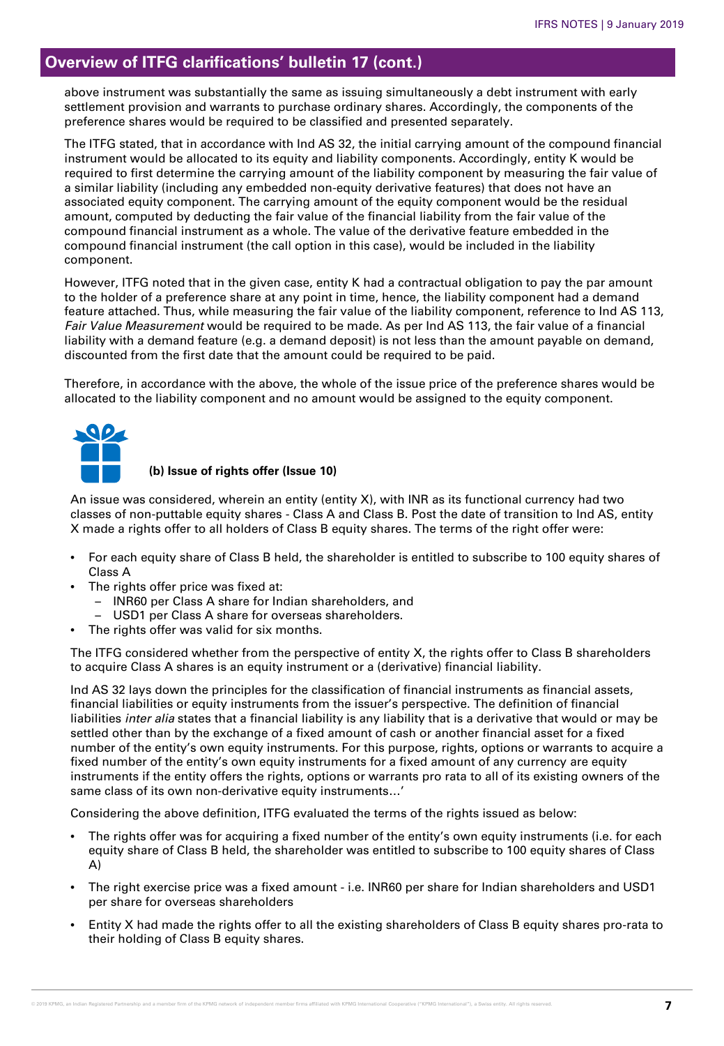## Overview of ITFG clarifications' bulletin 17 (cont.)

above instrument was substantially the same as issuing simultaneously a debt instrument with early settlement provision and warrants to purchase ordinary shares. Accordingly, the components of the preference shares would be required to be classified and presented separately.

The ITFG stated, that in accordance with Ind AS 32, the initial carrying amount of the compound financial instrument would be allocated to its equity and liability components. Accordingly, entity K would be required to first determine the carrying amount of the liability component by measuring the fair value of a similar liability (including any embedded non-equity derivative features) that does not have an associated equity component. The carrying amount of the equity component would be the residual amount, computed by deducting the fair value of the financial liability from the fair value of the compound financial instrument as a whole. The value of the derivative feature embedded in the compound financial instrument (the call option in this case), would be included in the liability component.

However, ITFG noted that in the given case, entity K had a contractual obligation to pay the par amount to the holder of a preference share at any point in time, hence, the liability component had a demand feature attached. Thus, while measuring the fair value of the liability component, reference to Ind AS 113, *Fair Value Measurement* would be required to be made. As per Ind AS 113, the fair value of a financial liability with a demand feature (e.g. a demand deposit) is not less than the amount payable on demand, discounted from the first date that the amount could be required to be paid.

Therefore, in accordance with the above, the whole of the issue price of the preference shares would be allocated to the liability component and no amount would be assigned to the equity component.

### (b) Issue of rights offer (Issue 10)

An issue was considered, wherein an entity (entity X), with INR as its functional currency had two classes of non-puttable equity shares - Class A and Class B. Post the date of transition to Ind AS, entity X made a rights offer to all holders of Class B equity shares. The terms of the right offer were:

- For each equity share of Class B held, the shareholder is entitled to subscribe to 100 equity shares of Class A
- The rights offer price was fixed at:
  - INR60 per Class A share for Indian shareholders, and
  - USD1 per Class A share for overseas shareholders.
- The rights offer was valid for six months.

The ITFG considered whether from the perspective of entity X, the rights offer to Class B shareholders to acquire Class A shares is an equity instrument or a (derivative) financial liability.

Ind AS 32 lays down the principles for the classification of financial instruments as financial assets, financial liabilities or equity instruments from the issuer's perspective. The definition of financial liabilities *inter alia* states that a financial liability is any liability that is a derivative that would or may be settled other than by the exchange of a fixed amount of cash or another financial asset for a fixed number of the entity's own equity instruments. For this purpose, rights, options or warrants to acquire a fixed number of the entity's own equity instruments for a fixed amount of any currency are equity instruments if the entity offers the rights, options or warrants pro rata to all of its existing owners of the same class of its own non-derivative equity instruments…'

Considering the above definition, ITFG evaluated the terms of the rights issued as below:

- The rights offer was for acquiring a fixed number of the entity's own equity instruments (i.e. for each equity share of Class B held, the shareholder was entitled to subscribe to 100 equity shares of Class A)
- The right exercise price was a fixed amount - i.e. INR60 per share for Indian shareholders and USD1 per share for overseas shareholders
- Entity X had made the rights offer to all the existing shareholders of Class B equity shares pro-rata to their holding of Class B equity shares.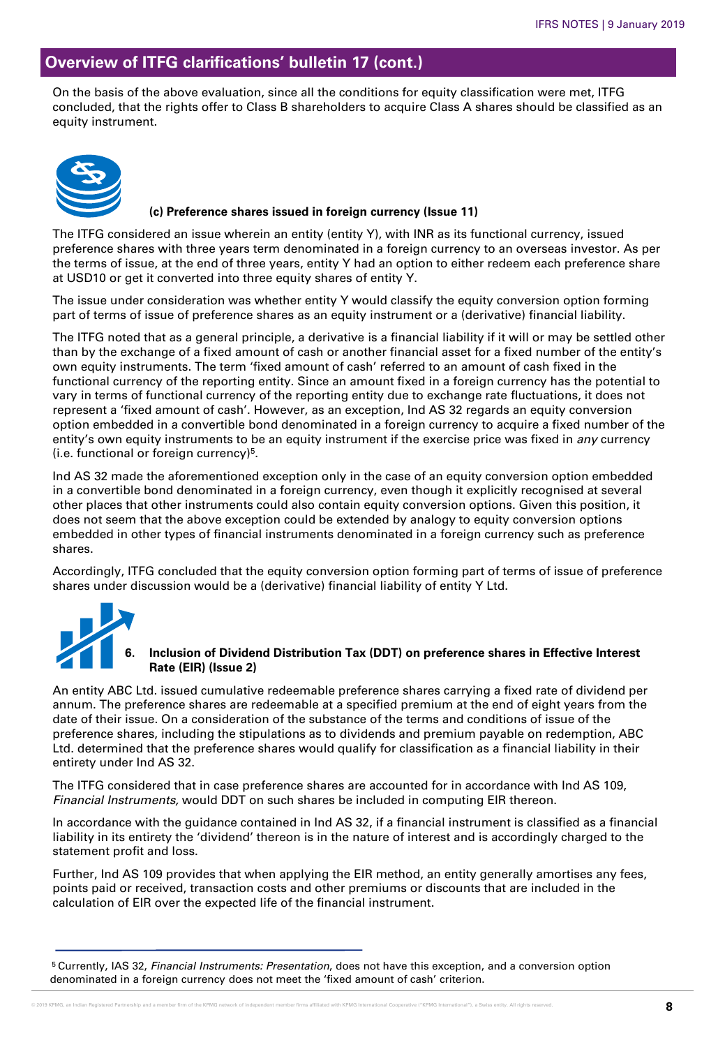## Overview of ITFG clarifications' bulletin 17 (cont.)

On the basis of the above evaluation, since all the conditions for equity classification were met, ITFG concluded, that the rights offer to Class B shareholders to acquire Class A shares should be classified as an equity instrument.

#### (c) Preference shares issued in foreign currency (Issue 11)

The ITFG considered an issue wherein an entity (entity Y), with INR as its functional currency, issued preference shares with three years term denominated in a foreign currency to an overseas investor. As per the terms of issue, at the end of three years, entity Y had an option to either redeem each preference share at USD10 or get it converted into three equity shares of entity Y.

The issue under consideration was whether entity Y would classify the equity conversion option forming part of terms of issue of preference shares as an equity instrument or a (derivative) financial liability.

The ITFG noted that as a general principle, a derivative is a financial liability if it will or may be settled other than by the exchange of a fixed amount of cash or another financial asset for a fixed number of the entity's own equity instruments. The term 'fixed amount of cash' referred to an amount of cash fixed in the functional currency of the reporting entity. Since an amount fixed in a foreign currency has the potential to vary in terms of functional currency of the reporting entity due to exchange rate fluctuations, it does not represent a 'fixed amount of cash'. However, as an exception, Ind AS 32 regards an equity conversion option embedded in a convertible bond denominated in a foreign currency to acquire a fixed number of the entity's own equity instruments to be an equity instrument if the exercise price was fixed in *any* currency (i.e. functional or foreign currency)[5].

Ind AS 32 made the aforementioned exception only in the case of an equity conversion option embedded in a convertible bond denominated in a foreign currency, even though it explicitly recognised at several other places that other instruments could also contain equity conversion options. Given this position, it does not seem that the above exception could be extended by analogy to equity conversion options embedded in other types of financial instruments denominated in a foreign currency such as preference shares.

Accordingly, ITFG concluded that the equity conversion option forming part of terms of issue of preference shares under discussion would be a (derivative) financial liability of entity Y Ltd.

### 6. Inclusion of Dividend Distribution Tax (DDT) on preference shares in Effective Interest Rate (EIR) (Issue 2)

An entity ABC Ltd. issued cumulative redeemable preference shares carrying a fixed rate of dividend per annum. The preference shares are redeemable at a specified premium at the end of eight years from the date of their issue. On a consideration of the substance of the terms and conditions of issue of the preference shares, including the stipulations as to dividends and premium payable on redemption, ABC Ltd. determined that the preference shares would qualify for classification as a financial liability in their entirety under Ind AS 32.

The ITFG considered that in case preference shares are accounted for in accordance with Ind AS 109, *Financial Instruments,* would DDT on such shares be included in computing EIR thereon.

In accordance with the guidance contained in Ind AS 32, if a financial instrument is classified as a financial liability in its entirety the 'dividend' thereon is in the nature of interest and is accordingly charged to the statement profit and loss.

Further, Ind AS 109 provides that when applying the EIR method, an entity generally amortises any fees, points paid or received, transaction costs and other premiums or discounts that are included in the calculation of EIR over the expected life of the financial instrument.

---

[5] Currently, IAS 32, *Financial Instruments: Presentation*, does not have this exception, and a conversion option denominated in a foreign currency does not meet the 'fixed amount of cash' criterion.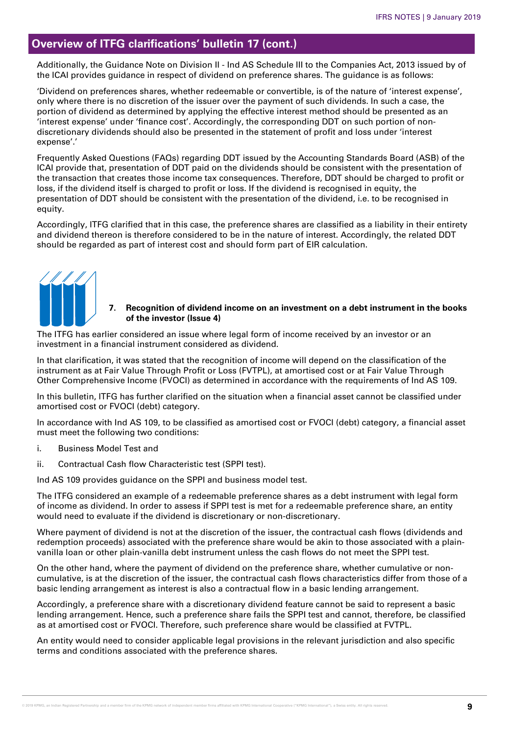## Overview of ITFG clarifications' bulletin 17 (cont.)

Additionally, the Guidance Note on Division II - Ind AS Schedule III to the Companies Act, 2013 issued by of the ICAI provides guidance in respect of dividend on preference shares. The guidance is as follows:

'Dividend on preferences shares, whether redeemable or convertible, is of the nature of 'interest expense', only where there is no discretion of the issuer over the payment of such dividends. In such a case, the portion of dividend as determined by applying the effective interest method should be presented as an 'interest expense' under 'finance cost'. Accordingly, the corresponding DDT on such portion of non-discretionary dividends should also be presented in the statement of profit and loss under 'interest expense'.'

Frequently Asked Questions (FAQs) regarding DDT issued by the Accounting Standards Board (ASB) of the ICAI provide that, presentation of DDT paid on the dividends should be consistent with the presentation of the transaction that creates those income tax consequences. Therefore, DDT should be charged to profit or loss, if the dividend itself is charged to profit or loss. If the dividend is recognised in equity, the presentation of DDT should be consistent with the presentation of the dividend, i.e. to be recognised in equity.

Accordingly, ITFG clarified that in this case, the preference shares are classified as a liability in their entirety and dividend thereon is therefore considered to be in the nature of interest. Accordingly, the related DDT should be regarded as part of interest cost and should form part of EIR calculation.

### 7. Recognition of dividend income on an investment on a debt instrument in the books of the investor (Issue 4)

The ITFG has earlier considered an issue where legal form of income received by an investor or an investment in a financial instrument considered as dividend.

In that clarification, it was stated that the recognition of income will depend on the classification of the instrument as at Fair Value Through Profit or Loss (FVTPL), at amortised cost or at Fair Value Through Other Comprehensive Income (FVOCI) as determined in accordance with the requirements of Ind AS 109.

In this bulletin, ITFG has further clarified on the situation when a financial asset cannot be classified under amortised cost or FVOCI (debt) category.

In accordance with Ind AS 109, to be classified as amortised cost or FVOCI (debt) category, a financial asset must meet the following two conditions:

i. Business Model Test and

ii. Contractual Cash flow Characteristic test (SPPI test).

Ind AS 109 provides guidance on the SPPI and business model test.

The ITFG considered an example of a redeemable preference shares as a debt instrument with legal form of income as dividend. In order to assess if SPPI test is met for a redeemable preference share, an entity would need to evaluate if the dividend is discretionary or non-discretionary.

Where payment of dividend is not at the discretion of the issuer, the contractual cash flows (dividends and redemption proceeds) associated with the preference share would be akin to those associated with a plain-vanilla loan or other plain-vanilla debt instrument unless the cash flows do not meet the SPPI test.

On the other hand, where the payment of dividend on the preference share, whether cumulative or non-cumulative, is at the discretion of the issuer, the contractual cash flows characteristics differ from those of a basic lending arrangement as interest is also a contractual flow in a basic lending arrangement.

Accordingly, a preference share with a discretionary dividend feature cannot be said to represent a basic lending arrangement. Hence, such a preference share fails the SPPI test and cannot, therefore, be classified as at amortised cost or FVOCI. Therefore, such preference share would be classified at FVTPL.

An entity would need to consider applicable legal provisions in the relevant jurisdiction and also specific terms and conditions associated with the preference shares.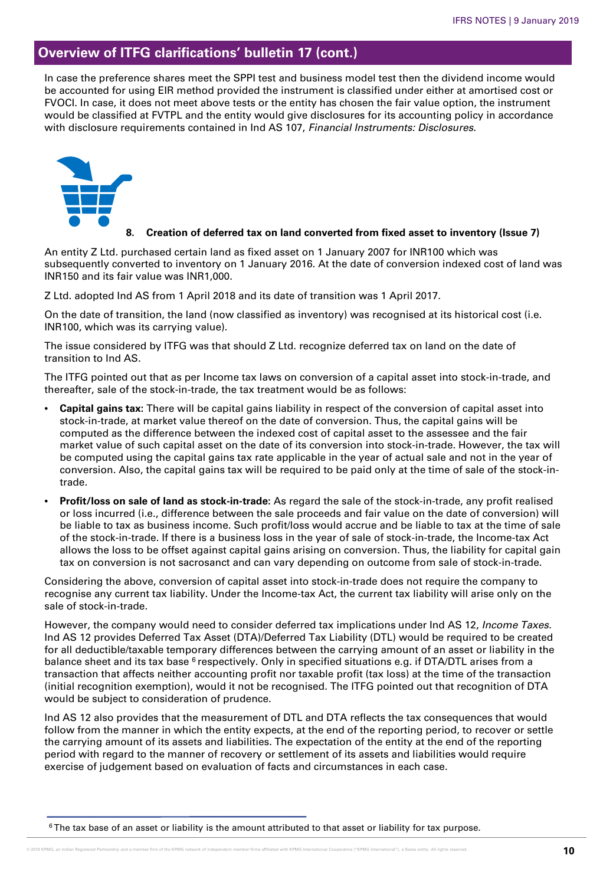## Overview of ITFG clarifications' bulletin 17 (cont.)

In case the preference shares meet the SPPI test and business model test then the dividend income would be accounted for using EIR method provided the instrument is classified under either at amortised cost or FVOCI. In case, it does not meet above tests or the entity has chosen the fair value option, the instrument would be classified at FVTPL and the entity would give disclosures for its accounting policy in accordance with disclosure requirements contained in Ind AS 107, *Financial Instruments: Disclosures*.

### 8. Creation of deferred tax on land converted from fixed asset to inventory (Issue 7)

An entity Z Ltd. purchased certain land as fixed asset on 1 January 2007 for INR100 which was subsequently converted to inventory on 1 January 2016. At the date of conversion indexed cost of land was INR150 and its fair value was INR1,000.

Z Ltd. adopted Ind AS from 1 April 2018 and its date of transition was 1 April 2017.

On the date of transition, the land (now classified as inventory) was recognised at its historical cost (i.e. INR100, which was its carrying value).

The issue considered by ITFG was that should Z Ltd. recognize deferred tax on land on the date of transition to Ind AS.

The ITFG pointed out that as per Income tax laws on conversion of a capital asset into stock-in-trade, and thereafter, sale of the stock-in-trade, the tax treatment would be as follows:

- **Capital gains tax:** There will be capital gains liability in respect of the conversion of capital asset into stock-in-trade, at market value thereof on the date of conversion. Thus, the capital gains will be computed as the difference between the indexed cost of capital asset to the assessee and the fair market value of such capital asset on the date of its conversion into stock-in-trade. However, the tax will be computed using the capital gains tax rate applicable in the year of actual sale and not in the year of conversion. Also, the capital gains tax will be required to be paid only at the time of sale of the stock-in-trade.
- **Profit/loss on sale of land as stock-in-trade:** As regard the sale of the stock-in-trade, any profit realised or loss incurred (i.e., difference between the sale proceeds and fair value on the date of conversion) will be liable to tax as business income. Such profit/loss would accrue and be liable to tax at the time of sale of the stock-in-trade. If there is a business loss in the year of sale of stock-in-trade, the Income-tax Act allows the loss to be offset against capital gains arising on conversion. Thus, the liability for capital gain tax on conversion is not sacrosanct and can vary depending on outcome from sale of stock-in-trade.

Considering the above, conversion of capital asset into stock-in-trade does not require the company to recognise any current tax liability. Under the Income-tax Act, the current tax liability will arise only on the sale of stock-in-trade.

However, the company would need to consider deferred tax implications under Ind AS 12, *Income Taxes.* Ind AS 12 provides Deferred Tax Asset (DTA)/Deferred Tax Liability (DTL) would be required to be created for all deductible/taxable temporary differences between the carrying amount of an asset or liability in the balance sheet and its tax base [6] respectively. Only in specified situations e.g. if DTA/DTL arises from a transaction that affects neither accounting profit nor taxable profit (tax loss) at the time of the transaction (initial recognition exemption), would it not be recognised. The ITFG pointed out that recognition of DTA would be subject to consideration of prudence.

Ind AS 12 also provides that the measurement of DTL and DTA reflects the tax consequences that would follow from the manner in which the entity expects, at the end of the reporting period, to recover or settle the carrying amount of its assets and liabilities. The expectation of the entity at the end of the reporting period with regard to the manner of recovery or settlement of its assets and liabilities would require exercise of judgement based on evaluation of facts and circumstances in each case.

---

[6] The tax base of an asset or liability is the amount attributed to that asset or liability for tax purpose.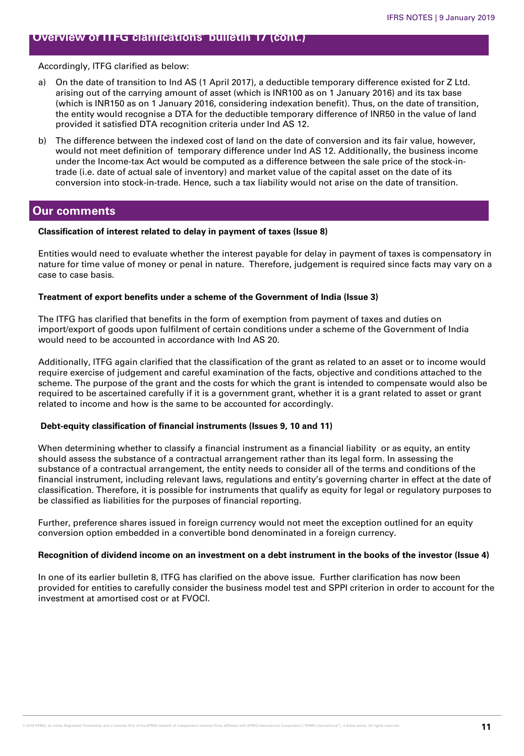## Overview of ITFG clarifications' bulletin 17 (cont.)

Accordingly, ITFG clarified as below:

a) On the date of transition to Ind AS (1 April 2017), a deductible temporary difference existed for Z Ltd. arising out of the carrying amount of asset (which is INR100 as on 1 January 2016) and its tax base (which is INR150 as on 1 January 2016, considering indexation benefit). Thus, on the date of transition, the entity would recognise a DTA for the deductible temporary difference of INR50 in the value of land provided it satisfied DTA recognition criteria under Ind AS 12.

b) The difference between the indexed cost of land on the date of conversion and its fair value, however, would not meet definition of temporary difference under Ind AS 12. Additionally, the business income under the Income-tax Act would be computed as a difference between the sale price of the stock-in-trade (i.e. date of actual sale of inventory) and market value of the capital asset on the date of its conversion into stock-in-trade. Hence, such a tax liability would not arise on the date of transition.

## Our comments

**Classification of interest related to delay in payment of taxes (Issue 8)**

Entities would need to evaluate whether the interest payable for delay in payment of taxes is compensatory in nature for time value of money or penal in nature. Therefore, judgement is required since facts may vary on a case to case basis.

**Treatment of export benefits under a scheme of the Government of India (Issue 3)**

The ITFG has clarified that benefits in the form of exemption from payment of taxes and duties on import/export of goods upon fulfilment of certain conditions under a scheme of the Government of India would need to be accounted in accordance with Ind AS 20.

Additionally, ITFG again clarified that the classification of the grant as related to an asset or to income would require exercise of judgement and careful examination of the facts, objective and conditions attached to the scheme. The purpose of the grant and the costs for which the grant is intended to compensate would also be required to be ascertained carefully if it is a government grant, whether it is a grant related to asset or grant related to income and how is the same to be accounted for accordingly.

**Debt-equity classification of financial instruments (Issues 9, 10 and 11)**

When determining whether to classify a financial instrument as a financial liability or as equity, an entity should assess the substance of a contractual arrangement rather than its legal form. In assessing the substance of a contractual arrangement, the entity needs to consider all of the terms and conditions of the financial instrument, including relevant laws, regulations and entity's governing charter in effect at the date of classification. Therefore, it is possible for instruments that qualify as equity for legal or regulatory purposes to be classified as liabilities for the purposes of financial reporting.

Further, preference shares issued in foreign currency would not meet the exception outlined for an equity conversion option embedded in a convertible bond denominated in a foreign currency.

**Recognition of dividend income on an investment on a debt instrument in the books of the investor (Issue 4)**

In one of its earlier bulletin 8, ITFG has clarified on the above issue. Further clarification has now been provided for entities to carefully consider the business model test and SPPI criterion in order to account for the investment at amortised cost or at FVOCI.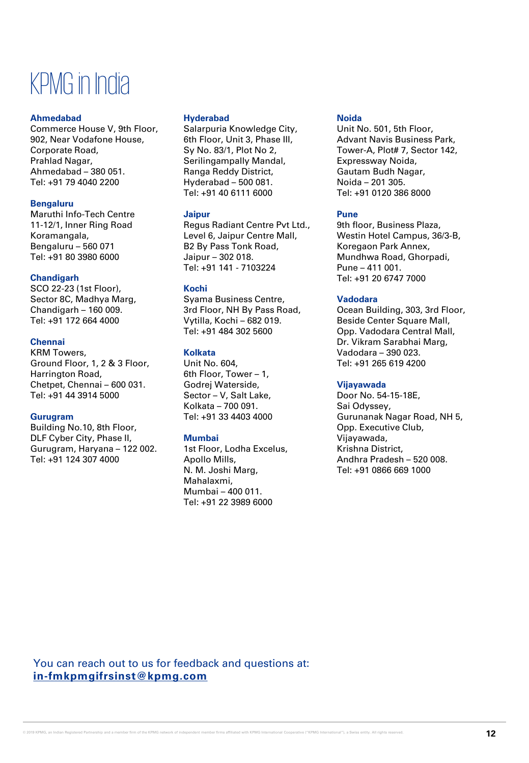# KPMG in India

**Ahmedabad**
Commerce House V, 9th Floor,
902, Near Vodafone House,
Corporate Road,
Prahlad Nagar,
Ahmedabad – 380 051.
Tel: +91 79 4040 2200

**Bengaluru**
Maruthi Info-Tech Centre
11-12/1, Inner Ring Road
Koramangala,
Bengaluru – 560 071
Tel: +91 80 3980 6000

**Chandigarh**
SCO 22-23 (1st Floor),
Sector 8C, Madhya Marg,
Chandigarh – 160 009.
Tel: +91 172 664 4000

**Chennai**
KRM Towers,
Ground Floor, 1, 2 & 3 Floor,
Harrington Road,
Chetpet, Chennai – 600 031.
Tel: +91 44 3914 5000

**Gurugram**
Building No.10, 8th Floor,
DLF Cyber City, Phase II,
Gurugram, Haryana – 122 002.
Tel: +91 124 307 4000

**Hyderabad**
Salarpuria Knowledge City,
6th Floor, Unit 3, Phase III,
Sy No. 83/1, Plot No 2,
Serilingampally Mandal,
Ranga Reddy District,
Hyderabad – 500 081.
Tel: +91 40 6111 6000

**Jaipur**
Regus Radiant Centre Pvt Ltd.,
Level 6, Jaipur Centre Mall,
B2 By Pass Tonk Road,
Jaipur – 302 018.
Tel: +91 141 - 7103224

**Kochi**
Syama Business Centre,
3rd Floor, NH By Pass Road,
Vytilla, Kochi – 682 019.
Tel: +91 484 302 5600

**Kolkata**
Unit No. 604,
6th Floor, Tower – 1,
Godrej Waterside,
Sector – V, Salt Lake,
Kolkata – 700 091.
Tel: +91 33 4403 4000

**Mumbai**
1st Floor, Lodha Excelus,
Apollo Mills,
N. M. Joshi Marg,
Mahalaxmi,
Mumbai – 400 011.
Tel: +91 22 3989 6000

**Noida**
Unit No. 501, 5th Floor,
Advant Navis Business Park,
Tower-A, Plot# 7, Sector 142,
Expressway Noida,
Gautam Budh Nagar,
Noida – 201 305.
Tel: +91 0120 386 8000

**Pune**
9th floor, Business Plaza,
Westin Hotel Campus, 36/3-B,
Koregaon Park Annex,
Mundhwa Road, Ghorpadi,
Pune – 411 001.
Tel: +91 20 6747 7000

**Vadodara**
Ocean Building, 303, 3rd Floor,
Beside Center Square Mall,
Opp. Vadodara Central Mall,
Dr. Vikram Sarabhai Marg,
Vadodara – 390 023.
Tel: +91 265 619 4200

**Vijayawada**
Door No. 54-15-18E,
Sai Odyssey,
Gurunanak Nagar Road, NH 5,
Opp. Executive Club,
Vijayawada,
Krishna District,
Andhra Pradesh – 520 008.
Tel: +91 0866 669 1000

You can reach out to us for feedback and questions at:
**in-fmkpmgifrsinst@kpmg.com**

© 2019 KPMG, an Indian Registered Partnership and a member firm of the KPMG network of independent member firms affiliated with KPMG International Cooperative ("KPMG International"), a Swiss entity. All rights reserved.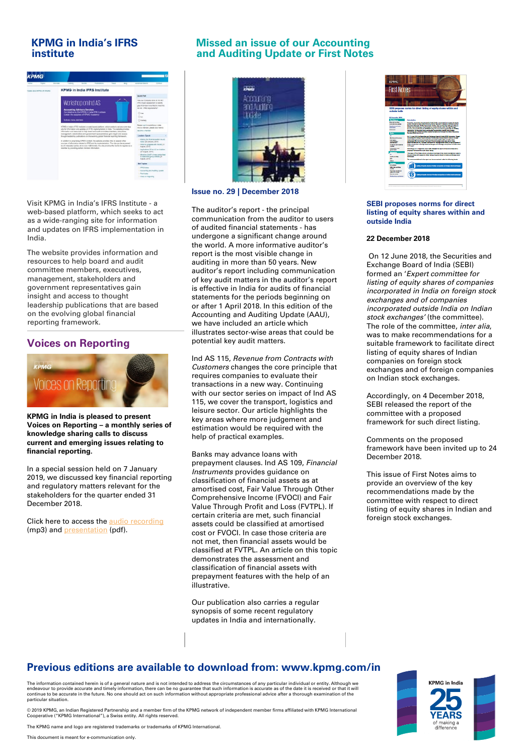## KPMG in India's IFRS institute

Visit KPMG in India's IFRS Institute - a web-based platform, which seeks to act as a wide-ranging site for information and updates on IFRS implementation in India.

The website provides information and resources to help board and audit committee members, executives, management, stakeholders and government representatives gain insight and access to thought leadership publications that are based on the evolving global financial reporting framework.

## Voices on Reporting

**KPMG in India is pleased to present Voices on Reporting – a monthly series of knowledge sharing calls to discuss current and emerging issues relating to financial reporting.**

In a special session held on 7 January 2019, we discussed key financial reporting and regulatory matters relevant for the stakeholders for the quarter ended 31 December 2018.

Click here to access the audio recording (mp3) and presentation (pdf).

## Missed an issue of our Accounting and Auditing Update or First Notes

**Issue no. 29 | December 2018**

The auditor's report - the principal communication from the auditor to users of audited financial statements - has undergone a significant change around the world. A more informative auditor's report is the most visible change in auditing in more than 50 years. New auditor's report including communication of key audit matters in the auditor's report is effective in India for audits of financial statements for the periods beginning on or after 1 April 2018. In this edition of the Accounting and Auditing Update (AAU), we have included an article which illustrates sector-wise areas that could be potential key audit matters.

Ind AS 115, *Revenue from Contracts with Customers* changes the core principle that requires companies to evaluate their transactions in a new way. Continuing with our sector series on impact of Ind AS 115, we cover the transport, logistics and leisure sector. Our article highlights the key areas where more judgement and estimation would be required with the help of practical examples.

Banks may advance loans with prepayment clauses. Ind AS 109, *Financial Instruments* provides guidance on classification of financial assets as at amortised cost, Fair Value Through Other Comprehensive Income (FVOCI) and Fair Value Through Profit and Loss (FVTPL). If certain criteria are met, such financial assets could be classified at amortised cost or FVOCI. In case those criteria are not met, then financial assets would be classified at FVTPL. An article on this topic demonstrates the assessment and classification of financial assets with prepayment features with the help of an illustrative.

Our publication also carries a regular synopsis of some recent regulatory updates in India and internationally.

**SEBI proposes norms for direct listing of equity shares within and outside India**

**22 December 2018**

On 12 June 2018, the Securities and Exchange Board of India (SEBI) formed an '*Expert committee for listing of equity shares of companies incorporated in India on foreign stock exchanges and of companies incorporated outside India on Indian stock exchanges*' (the committee). The role of the committee, *inter alia*, was to make recommendations for a suitable framework to facilitate direct listing of equity shares of Indian companies on foreign stock exchanges and of foreign companies on Indian stock exchanges.

Accordingly, on 4 December 2018, SEBI released the report of the committee with a proposed framework for such direct listing.

Comments on the proposed framework have been invited up to 24 December 2018.

This issue of First Notes aims to provide an overview of the key recommendations made by the committee with respect to direct listing of equity shares in Indian and foreign stock exchanges.

## Previous editions are available to download from: www.kpmg.com/in

The information contained herein is of a general nature and is not intended to address the circumstances of any particular individual or entity. Although we endeavour to provide accurate and timely information, there can be no guarantee that such information is accurate as of the date it is received or that it will continue to be accurate in the future. No one should act on such information without appropriate professional advice after a thorough examination of the particular situation.

© 2019 KPMG, an Indian Registered Partnership and a member firm of the KPMG network of independent member firms affiliated with KPMG International Cooperative ("KPMG International"), a Swiss entity. All rights reserved.

The KPMG name and logo are registered trademarks or trademarks of KPMG International.

This document is meant for e-communication only.

KPMG in India 25 YEARS of making a difference